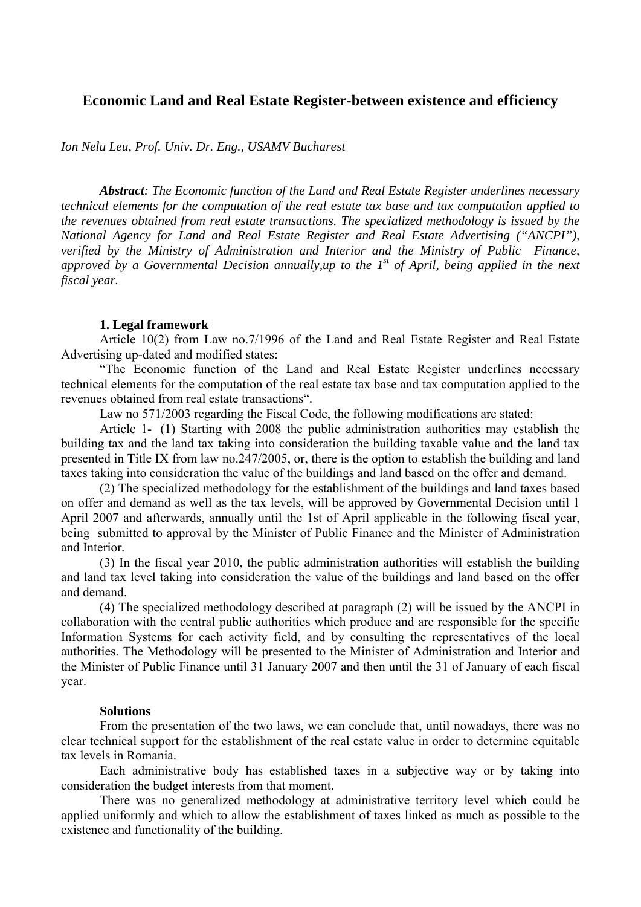# Economic Land and Real Estate Register-between existence and efficiency

*Ion Nelu Leu, Prof. Univ. Dr. Eng., USAMV Bucharest*

***Abstract**: The Economic function of the Land and Real Estate Register underlines necessary technical elements for the computation of the real estate tax base and tax computation applied to the revenues obtained from real estate transactions. The specialized methodology is issued by the National Agency for Land and Real Estate Register and Real Estate Advertising ("ANCPI"), verified by the Ministry of Administration and Interior and the Ministry of Public Finance, approved by a Governmental Decision annually,up to the 1st of April, being applied in the next fiscal year.*

### 1. Legal framework

Article 10(2) from Law no.7/1996 of the Land and Real Estate Register and Real Estate Advertising up-dated and modified states:

"The Economic function of the Land and Real Estate Register underlines necessary technical elements for the computation of the real estate tax base and tax computation applied to the revenues obtained from real estate transactions".

Law no 571/2003 regarding the Fiscal Code, the following modifications are stated:

Article 1- (1) Starting with 2008 the public administration authorities may establish the building tax and the land tax taking into consideration the building taxable value and the land tax presented in Title IX from law no.247/2005, or, there is the option to establish the building and land taxes taking into consideration the value of the buildings and land based on the offer and demand.

(2) The specialized methodology for the establishment of the buildings and land taxes based on offer and demand as well as the tax levels, will be approved by Governmental Decision until 1 April 2007 and afterwards, annually until the 1st of April applicable in the following fiscal year, being submitted to approval by the Minister of Public Finance and the Minister of Administration and Interior.

(3) In the fiscal year 2010, the public administration authorities will establish the building and land tax level taking into consideration the value of the buildings and land based on the offer and demand.

(4) The specialized methodology described at paragraph (2) will be issued by the ANCPI in collaboration with the central public authorities which produce and are responsible for the specific Information Systems for each activity field, and by consulting the representatives of the local authorities. The Methodology will be presented to the Minister of Administration and Interior and the Minister of Public Finance until 31 January 2007 and then until the 31 of January of each fiscal year.

### Solutions

From the presentation of the two laws, we can conclude that, until nowadays, there was no clear technical support for the establishment of the real estate value in order to determine equitable tax levels in Romania.

Each administrative body has established taxes in a subjective way or by taking into consideration the budget interests from that moment.

There was no generalized methodology at administrative territory level which could be applied uniformly and which to allow the establishment of taxes linked as much as possible to the existence and functionality of the building.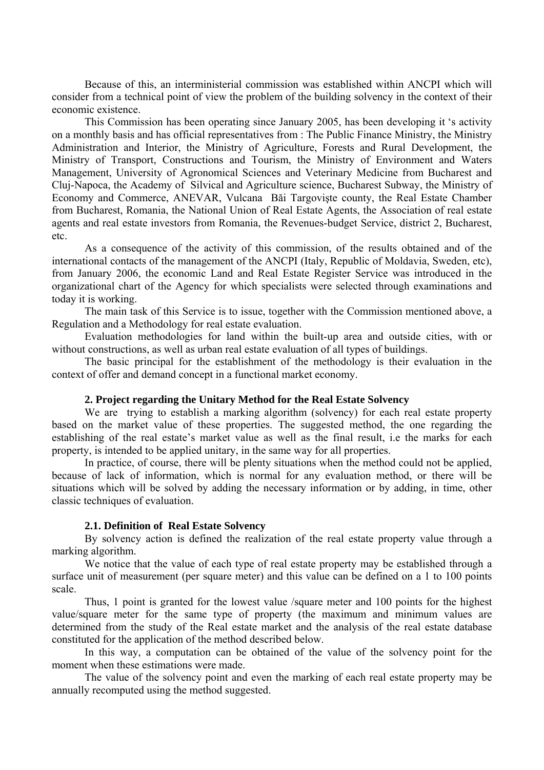Because of this, an interministerial commission was established within ANCPI which will consider from a technical point of view the problem of the building solvency in the context of their economic existence.

This Commission has been operating since January 2005, has been developing it 's activity on a monthly basis and has official representatives from : The Public Finance Ministry, the Ministry Administration and Interior, the Ministry of Agriculture, Forests and Rural Development, the Ministry of Transport, Constructions and Tourism, the Ministry of Environment and Waters Management, University of Agronomical Sciences and Veterinary Medicine from Bucharest and Cluj-Napoca, the Academy of Silvical and Agriculture science, Bucharest Subway, the Ministry of Economy and Commerce, ANEVAR, Vulcana Băi Targovişte county, the Real Estate Chamber from Bucharest, Romania, the National Union of Real Estate Agents, the Association of real estate agents and real estate investors from Romania, the Revenues-budget Service, district 2, Bucharest, etc.

As a consequence of the activity of this commission, of the results obtained and of the international contacts of the management of the ANCPI (Italy, Republic of Moldavia, Sweden, etc), from January 2006, the economic Land and Real Estate Register Service was introduced in the organizational chart of the Agency for which specialists were selected through examinations and today it is working.

The main task of this Service is to issue, together with the Commission mentioned above, a Regulation and a Methodology for real estate evaluation.

Evaluation methodologies for land within the built-up area and outside cities, with or without constructions, as well as urban real estate evaluation of all types of buildings.

The basic principal for the establishment of the methodology is their evaluation in the context of offer and demand concept in a functional market economy.

### 2. Project regarding the Unitary Method for the Real Estate Solvency

We are trying to establish a marking algorithm (solvency) for each real estate property based on the market value of these properties. The suggested method, the one regarding the establishing of the real estate's market value as well as the final result, i.e the marks for each property, is intended to be applied unitary, in the same way for all properties.

In practice, of course, there will be plenty situations when the method could not be applied, because of lack of information, which is normal for any evaluation method, or there will be situations which will be solved by adding the necessary information or by adding, in time, other classic techniques of evaluation.

#### 2.1. Definition of Real Estate Solvency

By solvency action is defined the realization of the real estate property value through a marking algorithm.

We notice that the value of each type of real estate property may be established through a surface unit of measurement (per square meter) and this value can be defined on a 1 to 100 points scale.

Thus, 1 point is granted for the lowest value /square meter and 100 points for the highest value/square meter for the same type of property (the maximum and minimum values are determined from the study of the Real estate market and the analysis of the real estate database constituted for the application of the method described below.

In this way, a computation can be obtained of the value of the solvency point for the moment when these estimations were made.

The value of the solvency point and even the marking of each real estate property may be annually recomputed using the method suggested.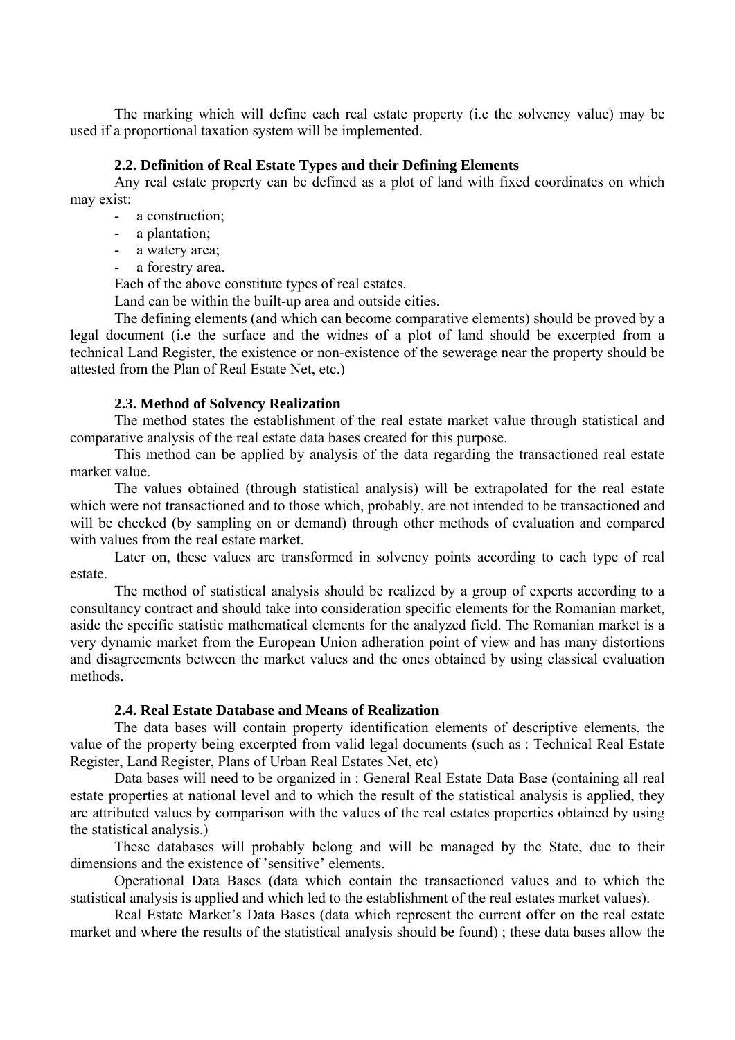The marking which will define each real estate property (i.e the solvency value) may be used if a proportional taxation system will be implemented.

### 2.2. Definition of Real Estate Types and their Defining Elements

Any real estate property can be defined as a plot of land with fixed coordinates on which may exist:

- a construction;
- a plantation;
- a watery area;
- a forestry area.

Each of the above constitute types of real estates.

Land can be within the built-up area and outside cities.

The defining elements (and which can become comparative elements) should be proved by a legal document (i.e the surface and the widnes of a plot of land should be excerpted from a technical Land Register, the existence or non-existence of the sewerage near the property should be attested from the Plan of Real Estate Net, etc.)

### 2.3. Method of Solvency Realization

The method states the establishment of the real estate market value through statistical and comparative analysis of the real estate data bases created for this purpose.

This method can be applied by analysis of the data regarding the transactioned real estate market value.

The values obtained (through statistical analysis) will be extrapolated for the real estate which were not transactioned and to those which, probably, are not intended to be transactioned and will be checked (by sampling on or demand) through other methods of evaluation and compared with values from the real estate market.

Later on, these values are transformed in solvency points according to each type of real estate.

The method of statistical analysis should be realized by a group of experts according to a consultancy contract and should take into consideration specific elements for the Romanian market, aside the specific statistic mathematical elements for the analyzed field. The Romanian market is a very dynamic market from the European Union adheration point of view and has many distortions and disagreements between the market values and the ones obtained by using classical evaluation methods.

### 2.4. Real Estate Database and Means of Realization

The data bases will contain property identification elements of descriptive elements, the value of the property being excerpted from valid legal documents (such as : Technical Real Estate Register, Land Register, Plans of Urban Real Estates Net, etc)

Data bases will need to be organized in : General Real Estate Data Base (containing all real estate properties at national level and to which the result of the statistical analysis is applied, they are attributed values by comparison with the values of the real estates properties obtained by using the statistical analysis.)

These databases will probably belong and will be managed by the State, due to their dimensions and the existence of 'sensitive' elements.

Operational Data Bases (data which contain the transactioned values and to which the statistical analysis is applied and which led to the establishment of the real estates market values).

Real Estate Market's Data Bases (data which represent the current offer on the real estate market and where the results of the statistical analysis should be found) ; these data bases allow the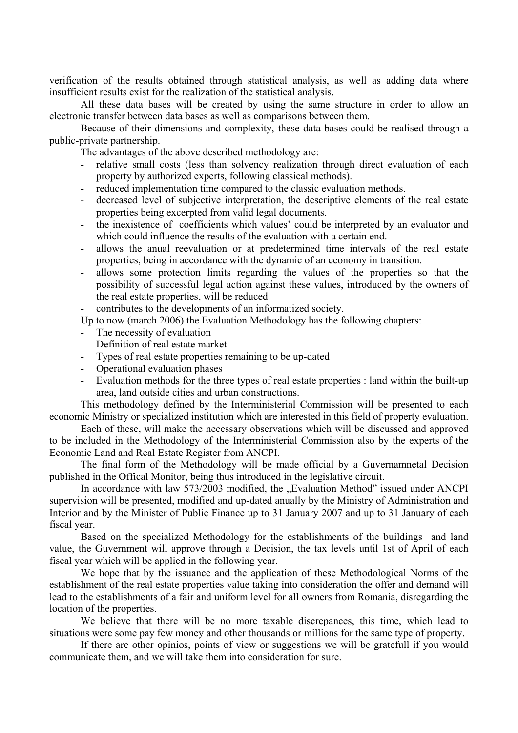verification of the results obtained through statistical analysis, as well as adding data where insufficient results exist for the realization of the statistical analysis.

All these data bases will be created by using the same structure in order to allow an electronic transfer between data bases as well as comparisons between them.

Because of their dimensions and complexity, these data bases could be realised through a public-private partnership.

The advantages of the above described methodology are:

- relative small costs (less than solvency realization through direct evaluation of each property by authorized experts, following classical methods).
- reduced implementation time compared to the classic evaluation methods.
- decreased level of subjective interpretation, the descriptive elements of the real estate properties being excerpted from valid legal documents.
- the inexistence of coefficients which values' could be interpreted by an evaluator and which could influence the results of the evaluation with a certain end.
- allows the anual reevaluation or at predetermined time intervals of the real estate properties, being in accordance with the dynamic of an economy in transition.
- allows some protection limits regarding the values of the properties so that the possibility of successful legal action against these values, introduced by the owners of the real estate properties, will be reduced
- contributes to the developments of an informatized society.

Up to now (march 2006) the Evaluation Methodology has the following chapters:

- The necessity of evaluation
- Definition of real estate market
- Types of real estate properties remaining to be up-dated
- Operational evaluation phases
- Evaluation methods for the three types of real estate properties : land within the built-up area, land outside cities and urban constructions.

This methodology defined by the Interministerial Commission will be presented to each economic Ministry or specialized institution which are interested in this field of property evaluation.

Each of these, will make the necessary observations which will be discussed and approved to be included in the Methodology of the Interministerial Commission also by the experts of the Economic Land and Real Estate Register from ANCPI.

The final form of the Methodology will be made official by a Guvernamnetal Decision published in the Offical Monitor, being thus introduced in the legislative circuit.

In accordance with law 573/2003 modified, the „Evaluation Method" issued under ANCPI supervision will be presented, modified and up-dated anually by the Ministry of Administration and Interior and by the Minister of Public Finance up to 31 January 2007 and up to 31 January of each fiscal year.

Based on the specialized Methodology for the establishments of the buildings and land value, the Guvernment will approve through a Decision, the tax levels until 1st of April of each fiscal year which will be applied in the following year.

We hope that by the issuance and the application of these Methodological Norms of the establishment of the real estate properties value taking into consideration the offer and demand will lead to the establishments of a fair and uniform level for all owners from Romania, disregarding the location of the properties.

We believe that there will be no more taxable discrepances, this time, which lead to situations were some pay few money and other thousands or millions for the same type of property.

If there are other opinios, points of view or suggestions we will be gratefull if you would communicate them, and we will take them into consideration for sure.